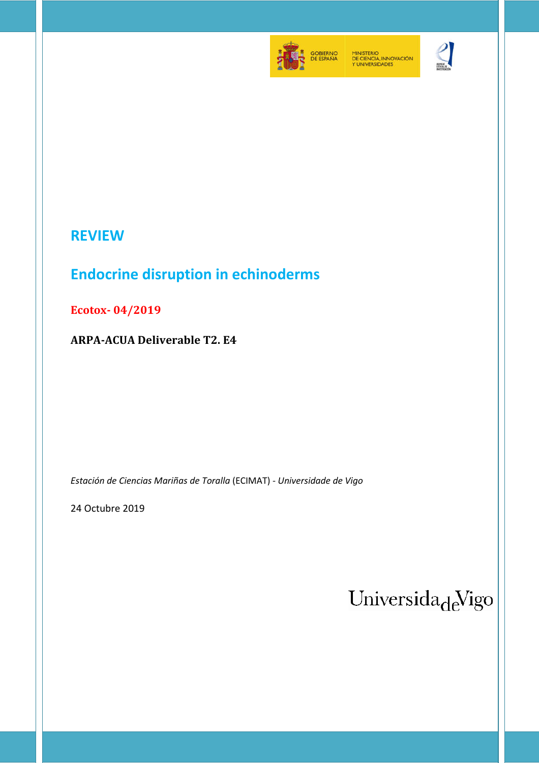GOBIERNO DE ESPAÑA

MINISTERIO DE CIENCIA, INNOVACIÓN Y UNIVERSIDADES

# REVIEW

# Endocrine disruption in echinoderms

**Ecotox- 04/2019**

**ARPA-ACUA Deliverable T2. E4**

*Estación de Ciencias Mariñas de Toralla* (ECIMAT) - *Universidade de Vigo*

24 Octubre 2019

Universidade de Vigo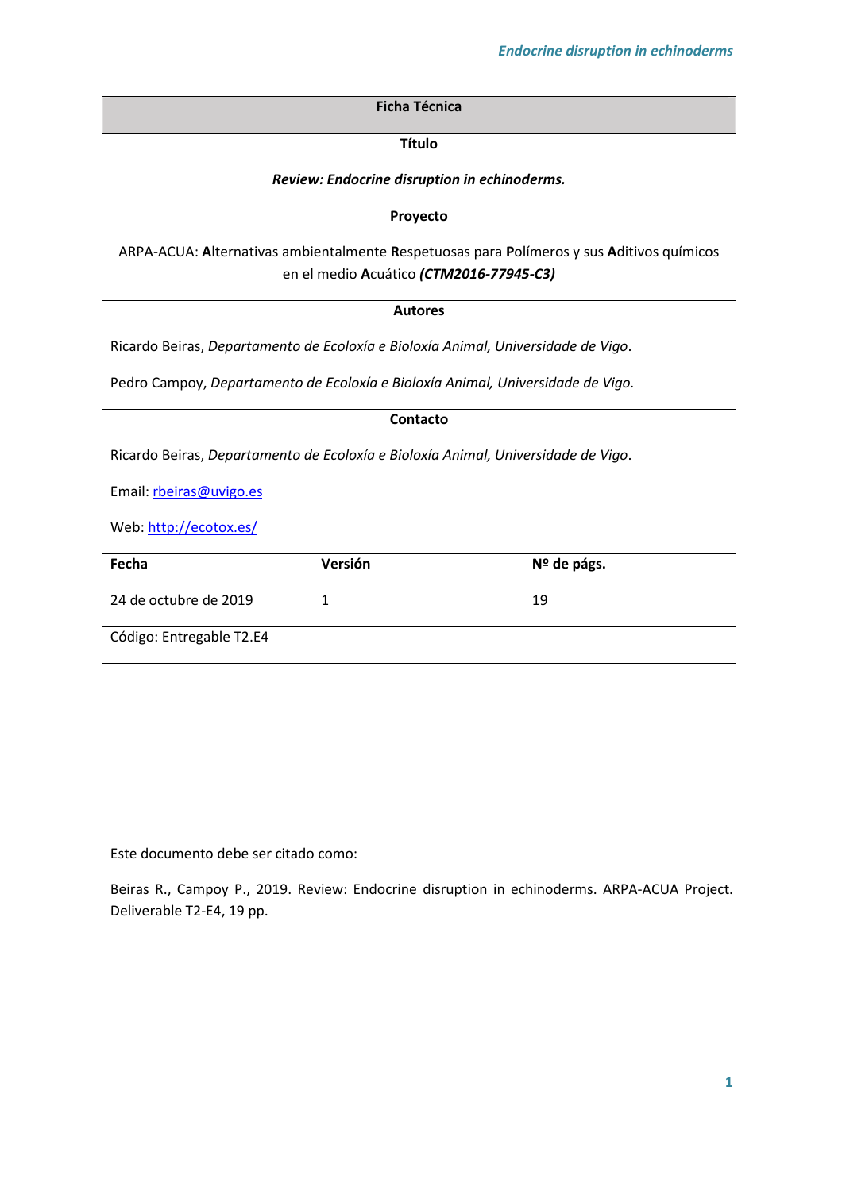| Ficha Técnica |
|---|

**Título**

***Review: Endocrine disruption in echinoderms.***

**Proyecto**

ARPA-ACUA: **A**lternativas ambientalmente **R**espetuosas para **P**olímeros y sus **A**ditivos químicos en el medio **A**cuático ***(CTM2016-77945-C3)***

**Autores**

Ricardo Beiras, *Departamento de Ecoloxía e Bioloxía Animal, Universidade de Vigo*.

Pedro Campoy, *Departamento de Ecoloxía e Bioloxía Animal, Universidade de Vigo.*

**Contacto**

Ricardo Beiras, *Departamento de Ecoloxía e Bioloxía Animal, Universidade de Vigo*.

Email: rbeiras@uvigo.es

Web: http://ecotox.es/

| **Fecha** | **Versión** | **Nº de págs.** |
|---|---|---|
| 24 de octubre de 2019 | 1 | 19 |

Código: Entregable T2.E4

Este documento debe ser citado como:

Beiras R., Campoy P., 2019. Review: Endocrine disruption in echinoderms. ARPA-ACUA Project. Deliverable T2-E4, 19 pp.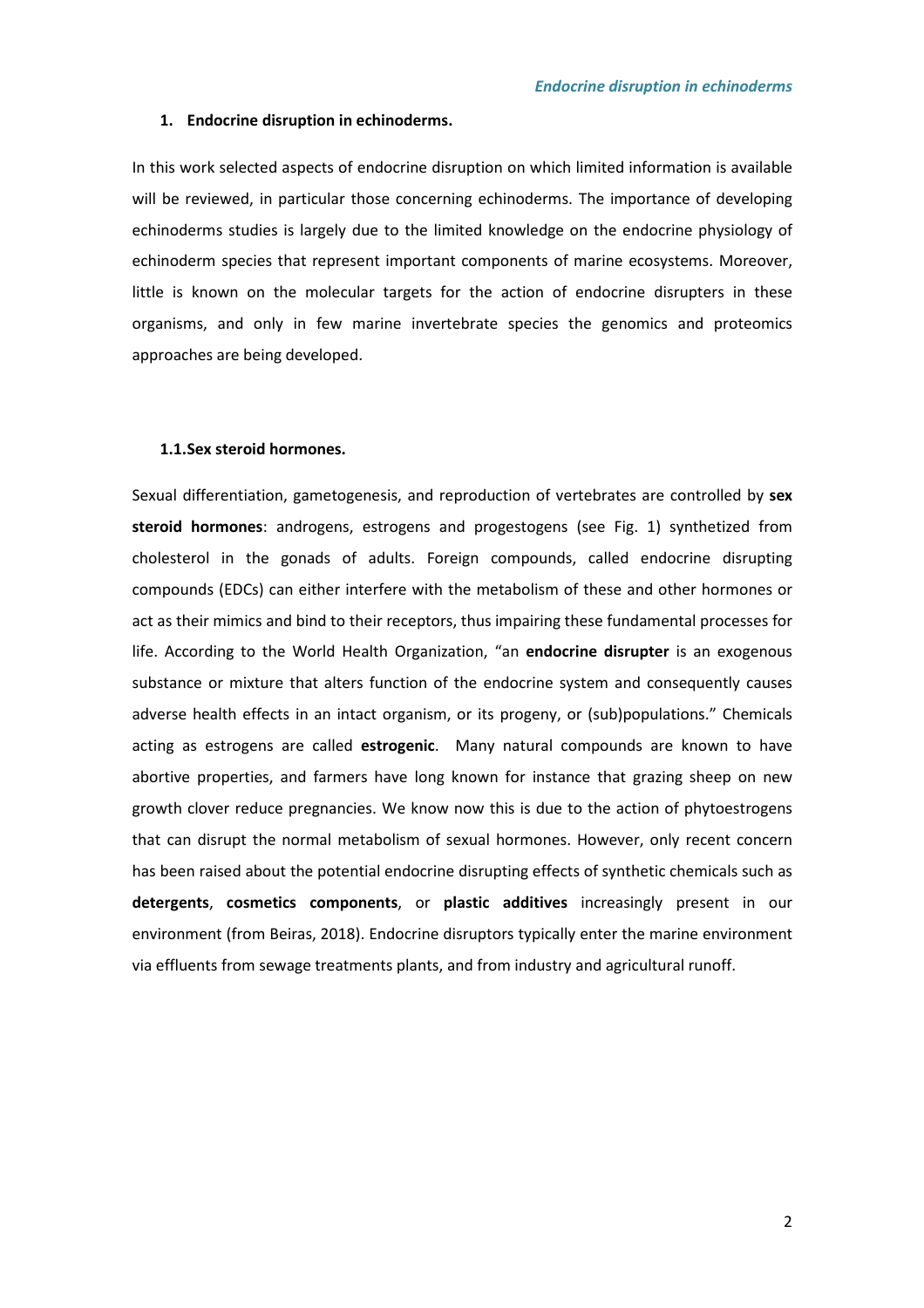## 1. Endocrine disruption in echinoderms.

In this work selected aspects of endocrine disruption on which limited information is available will be reviewed, in particular those concerning echinoderms. The importance of developing echinoderms studies is largely due to the limited knowledge on the endocrine physiology of echinoderm species that represent important components of marine ecosystems. Moreover, little is known on the molecular targets for the action of endocrine disrupters in these organisms, and only in few marine invertebrate species the genomics and proteomics approaches are being developed.

### 1.1. Sex steroid hormones.

Sexual differentiation, gametogenesis, and reproduction of vertebrates are controlled by **sex steroid hormones**: androgens, estrogens and progestogens (see Fig. 1) synthetized from cholesterol in the gonads of adults. Foreign compounds, called endocrine disrupting compounds (EDCs) can either interfere with the metabolism of these and other hormones or act as their mimics and bind to their receptors, thus impairing these fundamental processes for life. According to the World Health Organization, "an **endocrine disrupter** is an exogenous substance or mixture that alters function of the endocrine system and consequently causes adverse health effects in an intact organism, or its progeny, or (sub)populations." Chemicals acting as estrogens are called **estrogenic**. Many natural compounds are known to have abortive properties, and farmers have long known for instance that grazing sheep on new growth clover reduce pregnancies. We know now this is due to the action of phytoestrogens that can disrupt the normal metabolism of sexual hormones. However, only recent concern has been raised about the potential endocrine disrupting effects of synthetic chemicals such as **detergents**, **cosmetics components**, or **plastic additives** increasingly present in our environment (from Beiras, 2018). Endocrine disruptors typically enter the marine environment via effluents from sewage treatments plants, and from industry and agricultural runoff.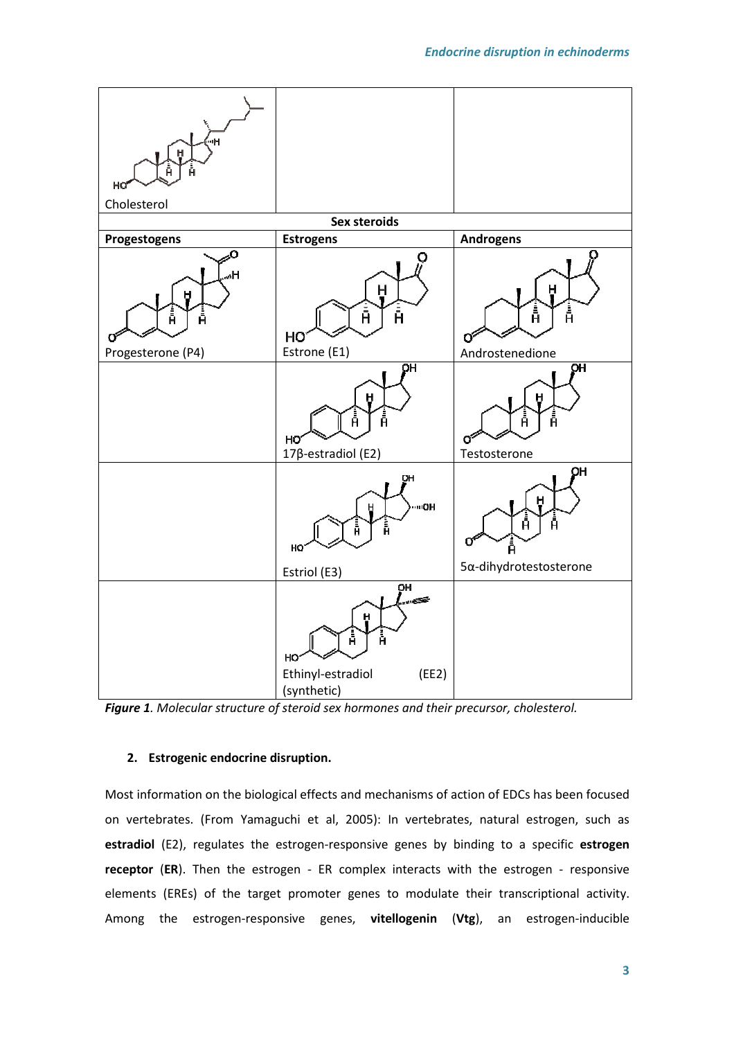| Cholesterol | | |
|---|---|---|
| **Sex steroids** | | |
| **Progestogens** | **Estrogens** | **Androgens** |
| Progesterone (P4) | Estrone (E1) | Androstenedione |
| | 17β-estradiol (E2) | Testosterone |
| | Estriol (E3) | 5α-dihydrotestosterone |
| | Ethinyl-estradiol (EE2) (synthetic) | |

***Figure 1***. *Molecular structure of steroid sex hormones and their precursor, cholesterol.*

## 2. Estrogenic endocrine disruption.

Most information on the biological effects and mechanisms of action of EDCs has been focused on vertebrates. (From Yamaguchi et al, 2005): In vertebrates, natural estrogen, such as **estradiol** (E2), regulates the estrogen-responsive genes by binding to a specific **estrogen receptor** (**ER**). Then the estrogen - ER complex interacts with the estrogen - responsive elements (EREs) of the target promoter genes to modulate their transcriptional activity. Among the estrogen-responsive genes, **vitellogenin** (**Vtg**), an estrogen-inducible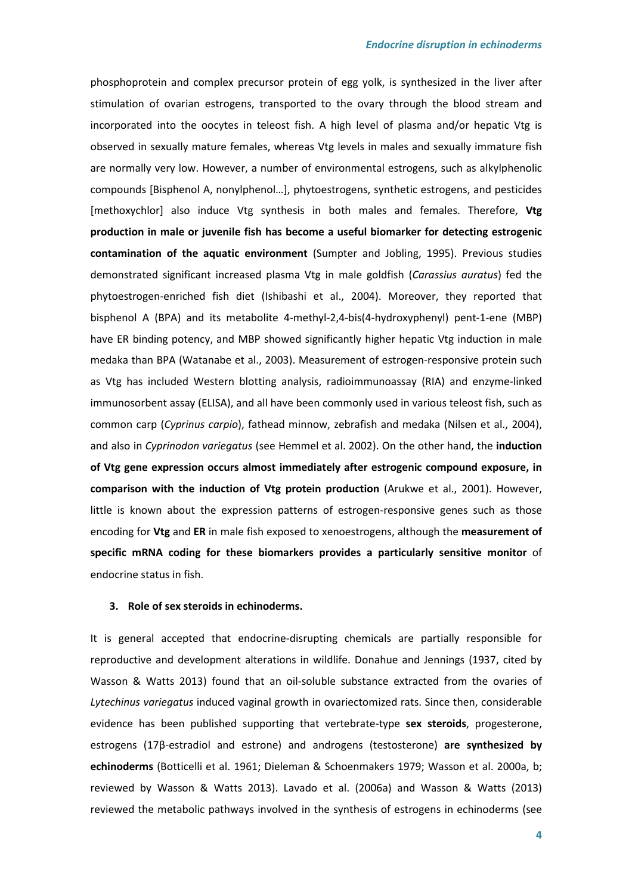phosphoprotein and complex precursor protein of egg yolk, is synthesized in the liver after stimulation of ovarian estrogens, transported to the ovary through the blood stream and incorporated into the oocytes in teleost fish. A high level of plasma and/or hepatic Vtg is observed in sexually mature females, whereas Vtg levels in males and sexually immature fish are normally very low. However, a number of environmental estrogens, such as alkylphenolic compounds [Bisphenol A, nonylphenol…], phytoestrogens, synthetic estrogens, and pesticides [methoxychlor] also induce Vtg synthesis in both males and females. Therefore, **Vtg production in male or juvenile fish has become a useful biomarker for detecting estrogenic contamination of the aquatic environment** (Sumpter and Jobling, 1995). Previous studies demonstrated significant increased plasma Vtg in male goldfish (*Carassius auratus*) fed the phytoestrogen-enriched fish diet (Ishibashi et al., 2004). Moreover, they reported that bisphenol A (BPA) and its metabolite 4-methyl-2,4-bis(4-hydroxyphenyl) pent-1-ene (MBP) have ER binding potency, and MBP showed significantly higher hepatic Vtg induction in male medaka than BPA (Watanabe et al., 2003). Measurement of estrogen-responsive protein such as Vtg has included Western blotting analysis, radioimmunoassay (RIA) and enzyme-linked immunosorbent assay (ELISA), and all have been commonly used in various teleost fish, such as common carp (*Cyprinus carpio*), fathead minnow, zebrafish and medaka (Nilsen et al., 2004), and also in *Cyprinodon variegatus* (see Hemmel et al. 2002). On the other hand, the **induction of Vtg gene expression occurs almost immediately after estrogenic compound exposure, in comparison with the induction of Vtg protein production** (Arukwe et al., 2001). However, little is known about the expression patterns of estrogen-responsive genes such as those encoding for **Vtg** and **ER** in male fish exposed to xenoestrogens, although the **measurement of specific mRNA coding for these biomarkers provides a particularly sensitive monitor** of endocrine status in fish.

### 3. Role of sex steroids in echinoderms.

It is general accepted that endocrine-disrupting chemicals are partially responsible for reproductive and development alterations in wildlife. Donahue and Jennings (1937, cited by Wasson & Watts 2013) found that an oil-soluble substance extracted from the ovaries of *Lytechinus variegatus* induced vaginal growth in ovariectomized rats. Since then, considerable evidence has been published supporting that vertebrate-type **sex steroids**, progesterone, estrogens (17β-estradiol and estrone) and androgens (testosterone) **are synthesized by echinoderms** (Botticelli et al. 1961; Dieleman & Schoenmakers 1979; Wasson et al. 2000a, b; reviewed by Wasson & Watts 2013). Lavado et al. (2006a) and Wasson & Watts (2013) reviewed the metabolic pathways involved in the synthesis of estrogens in echinoderms (see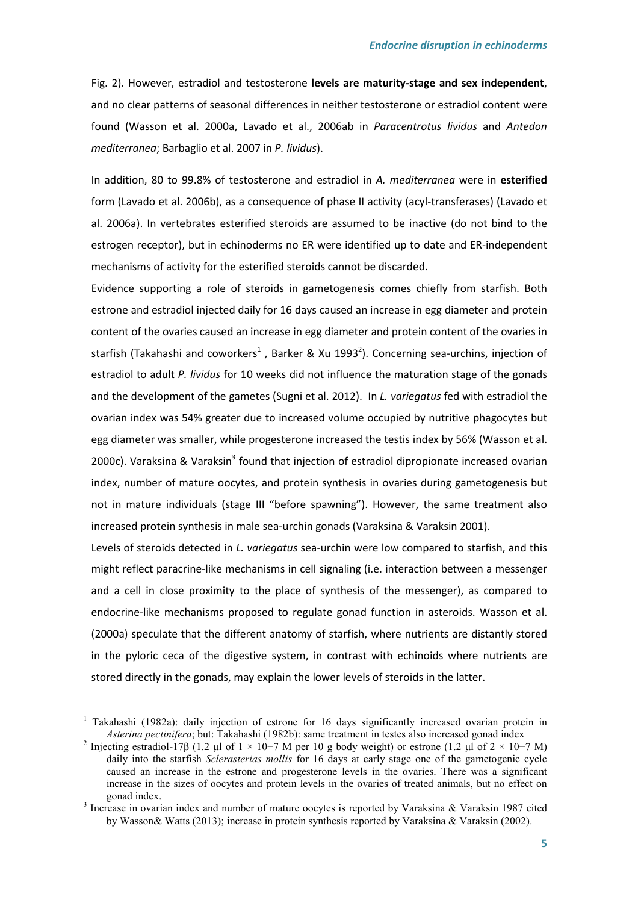Fig. 2). However, estradiol and testosterone **levels are maturity-stage and sex independent**, and no clear patterns of seasonal differences in neither testosterone or estradiol content were found (Wasson et al. 2000a, Lavado et al., 2006ab in *Paracentrotus lividus* and *Antedon mediterranea*; Barbaglio et al. 2007 in *P. lividus*).

In addition, 80 to 99.8% of testosterone and estradiol in *A. mediterranea* were in **esterified** form (Lavado et al. 2006b), as a consequence of phase II activity (acyl-transferases) (Lavado et al. 2006a). In vertebrates esterified steroids are assumed to be inactive (do not bind to the estrogen receptor), but in echinoderms no ER were identified up to date and ER-independent mechanisms of activity for the esterified steroids cannot be discarded.

Evidence supporting a role of steroids in gametogenesis comes chiefly from starfish. Both estrone and estradiol injected daily for 16 days caused an increase in egg diameter and protein content of the ovaries caused an increase in egg diameter and protein content of the ovaries in starfish (Takahashi and coworkers[1] , Barker & Xu 1993[2]). Concerning sea-urchins, injection of estradiol to adult *P. lividus* for 10 weeks did not influence the maturation stage of the gonads and the development of the gametes (Sugni et al. 2012). In *L. variegatus* fed with estradiol the ovarian index was 54% greater due to increased volume occupied by nutritive phagocytes but egg diameter was smaller, while progesterone increased the testis index by 56% (Wasson et al. 2000c). Varaksina & Varaksin[3] found that injection of estradiol dipropionate increased ovarian index, number of mature oocytes, and protein synthesis in ovaries during gametogenesis but not in mature individuals (stage III "before spawning"). However, the same treatment also increased protein synthesis in male sea-urchin gonads (Varaksina & Varaksin 2001).

Levels of steroids detected in *L. variegatus* sea-urchin were low compared to starfish, and this might reflect paracrine-like mechanisms in cell signaling (i.e. interaction between a messenger and a cell in close proximity to the place of synthesis of the messenger), as compared to endocrine-like mechanisms proposed to regulate gonad function in asteroids. Wasson et al. (2000a) speculate that the different anatomy of starfish, where nutrients are distantly stored in the pyloric ceca of the digestive system, in contrast with echinoids where nutrients are stored directly in the gonads, may explain the lower levels of steroids in the latter.

---

[1] Takahashi (1982a): daily injection of estrone for 16 days significantly increased ovarian protein in *Asterina pectinifera*; but: Takahashi (1982b): same treatment in testes also increased gonad index

[2] Injecting estradiol-17β (1.2 μl of $1 \times 10^{-7}$ M per 10 g body weight) or estrone (1.2 μl of $2 \times 10^{-7}$ M) daily into the starfish *Sclerasterias mollis* for 16 days at early stage one of the gametogenic cycle caused an increase in the estrone and progesterone levels in the ovaries. There was a significant increase in the sizes of oocytes and protein levels in the ovaries of treated animals, but no effect on gonad index.

[3] Increase in ovarian index and number of mature oocytes is reported by Varaksina & Varaksin 1987 cited by Wasson& Watts (2013); increase in protein synthesis reported by Varaksina & Varaksin (2002).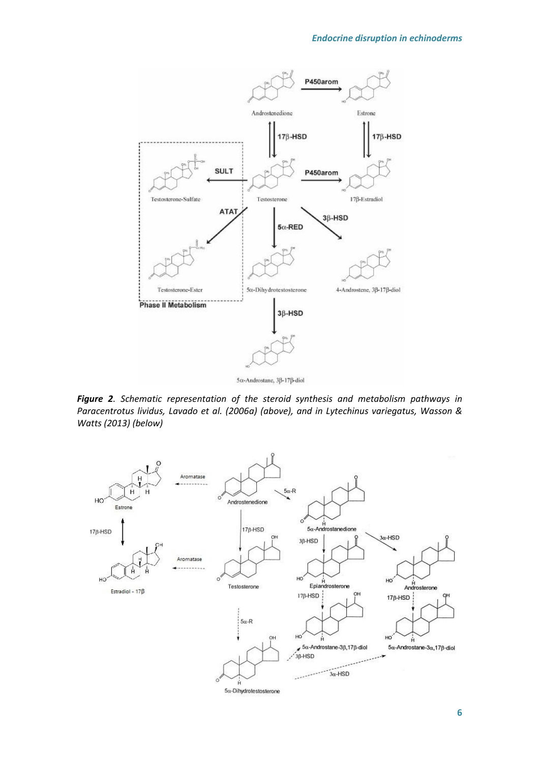***Figure 2**. Schematic representation of the steroid synthesis and metabolism pathways in Paracentrotus lividus, Lavado et al. (2006a) (above), and in Lytechinus variegatus, Wasson & Watts (2013) (below)*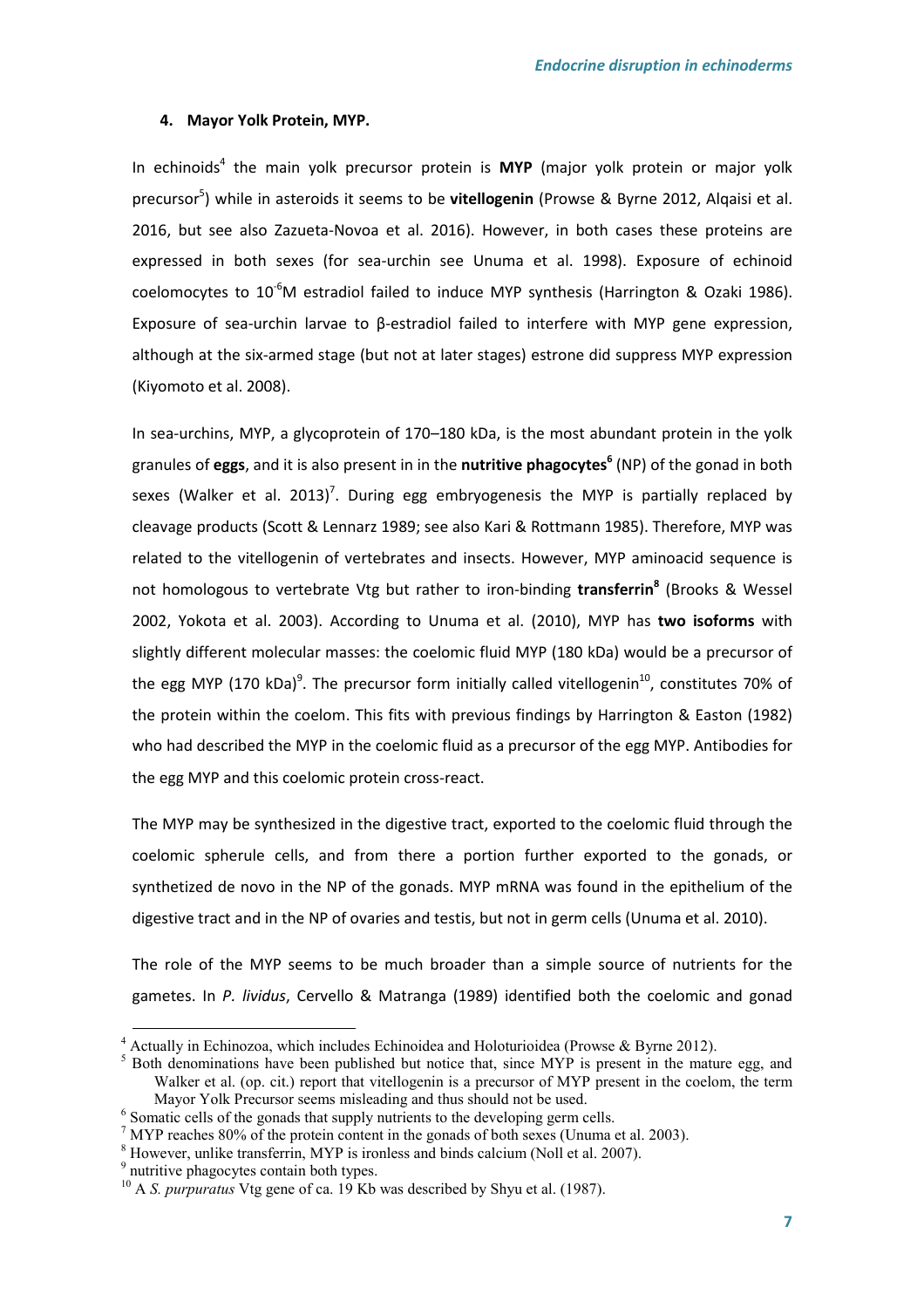### 4. Mayor Yolk Protein, MYP.

In echinoids[4] the main yolk precursor protein is **MYP** (major yolk protein or major yolk precursor[5]) while in asteroids it seems to be **vitellogenin** (Prowse & Byrne 2012, Alqaisi et al. 2016, but see also Zazueta-Novoa et al. 2016). However, in both cases these proteins are expressed in both sexes (for sea-urchin see Unuma et al. 1998). Exposure of echinoid coelomocytes to $10^{-6}$M estradiol failed to induce MYP synthesis (Harrington & Ozaki 1986). Exposure of sea-urchin larvae to β-estradiol failed to interfere with MYP gene expression, although at the six-armed stage (but not at later stages) estrone did suppress MYP expression (Kiyomoto et al. 2008).

In sea-urchins, MYP, a glycoprotein of 170–180 kDa, is the most abundant protein in the yolk granules of **eggs**, and it is also present in in the **nutritive phagocytes**[6] (NP) of the gonad in both sexes (Walker et al. 2013)[7]. During egg embryogenesis the MYP is partially replaced by cleavage products (Scott & Lennarz 1989; see also Kari & Rottmann 1985). Therefore, MYP was related to the vitellogenin of vertebrates and insects. However, MYP aminoacid sequence is not homologous to vertebrate Vtg but rather to iron-binding **transferrin**[8] (Brooks & Wessel 2002, Yokota et al. 2003). According to Unuma et al. (2010), MYP has **two isoforms** with slightly different molecular masses: the coelomic fluid MYP (180 kDa) would be a precursor of the egg MYP (170 kDa)[9]. The precursor form initially called vitellogenin[10], constitutes 70% of the protein within the coelom. This fits with previous findings by Harrington & Easton (1982) who had described the MYP in the coelomic fluid as a precursor of the egg MYP. Antibodies for the egg MYP and this coelomic protein cross-react.

The MYP may be synthesized in the digestive tract, exported to the coelomic fluid through the coelomic spherule cells, and from there a portion further exported to the gonads, or synthetized de novo in the NP of the gonads. MYP mRNA was found in the epithelium of the digestive tract and in the NP of ovaries and testis, but not in germ cells (Unuma et al. 2010).

The role of the MYP seems to be much broader than a simple source of nutrients for the gametes. In *P. lividus*, Cervello & Matranga (1989) identified both the coelomic and gonad

---

[4] Actually in Echinozoa, which includes Echinoidea and Holoturioidea (Prowse & Byrne 2012).

[5] Both denominations have been published but notice that, since MYP is present in the mature egg, and Walker et al. (op. cit.) report that vitellogenin is a precursor of MYP present in the coelom, the term Mayor Yolk Precursor seems misleading and thus should not be used.

[6] Somatic cells of the gonads that supply nutrients to the developing germ cells.

[7] MYP reaches 80% of the protein content in the gonads of both sexes (Unuma et al. 2003).

[8] However, unlike transferrin, MYP is ironless and binds calcium (Noll et al. 2007).

[9] nutritive phagocytes contain both types.

[10] A *S. purpuratus* Vtg gene of ca. 19 Kb was described by Shyu et al. (1987).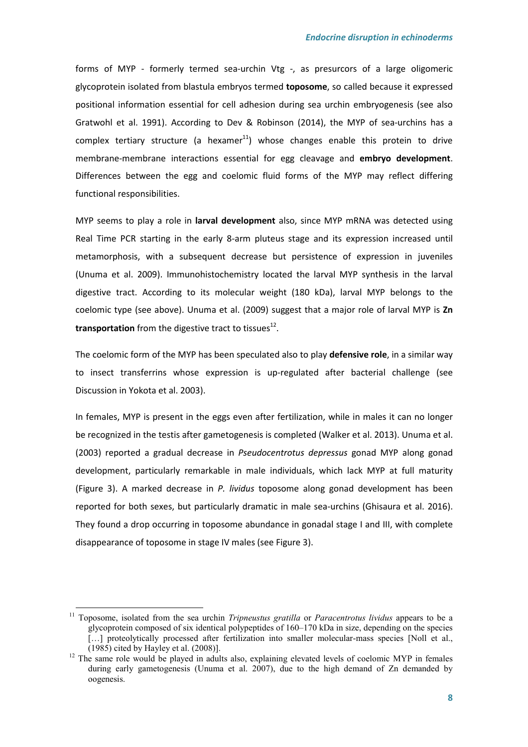forms of MYP - formerly termed sea-urchin Vtg -, as presurcors of a large oligomeric glycoprotein isolated from blastula embryos termed **toposome**, so called because it expressed positional information essential for cell adhesion during sea urchin embryogenesis (see also Gratwohl et al. 1991). According to Dev & Robinson (2014), the MYP of sea-urchins has a complex tertiary structure (a hexamer[11]) whose changes enable this protein to drive membrane-membrane interactions essential for egg cleavage and **embryo development**. Differences between the egg and coelomic fluid forms of the MYP may reflect differing functional responsibilities.

MYP seems to play a role in **larval development** also, since MYP mRNA was detected using Real Time PCR starting in the early 8-arm pluteus stage and its expression increased until metamorphosis, with a subsequent decrease but persistence of expression in juveniles (Unuma et al. 2009). Immunohistochemistry located the larval MYP synthesis in the larval digestive tract. According to its molecular weight (180 kDa), larval MYP belongs to the coelomic type (see above). Unuma et al. (2009) suggest that a major role of larval MYP is **Zn transportation** from the digestive tract to tissues[12].

The coelomic form of the MYP has been speculated also to play **defensive role**, in a similar way to insect transferrins whose expression is up-regulated after bacterial challenge (see Discussion in Yokota et al. 2003).

In females, MYP is present in the eggs even after fertilization, while in males it can no longer be recognized in the testis after gametogenesis is completed (Walker et al. 2013). Unuma et al. (2003) reported a gradual decrease in *Pseudocentrotus depressus* gonad MYP along gonad development, particularly remarkable in male individuals, which lack MYP at full maturity (Figure 3). A marked decrease in *P. lividus* toposome along gonad development has been reported for both sexes, but particularly dramatic in male sea-urchins (Ghisaura et al. 2016). They found a drop occurring in toposome abundance in gonadal stage I and III, with complete disappearance of toposome in stage IV males (see Figure 3).

---

[11] Toposome, isolated from the sea urchin *Tripneustus gratilla* or *Paracentrotus lividus* appears to be a glycoprotein composed of six identical polypeptides of 160–170 kDa in size, depending on the species […] proteolytically processed after fertilization into smaller molecular-mass species [Noll et al., (1985) cited by Hayley et al. (2008)].

[12] The same role would be played in adults also, explaining elevated levels of coelomic MYP in females during early gametogenesis (Unuma et al. 2007), due to the high demand of Zn demanded by oogenesis.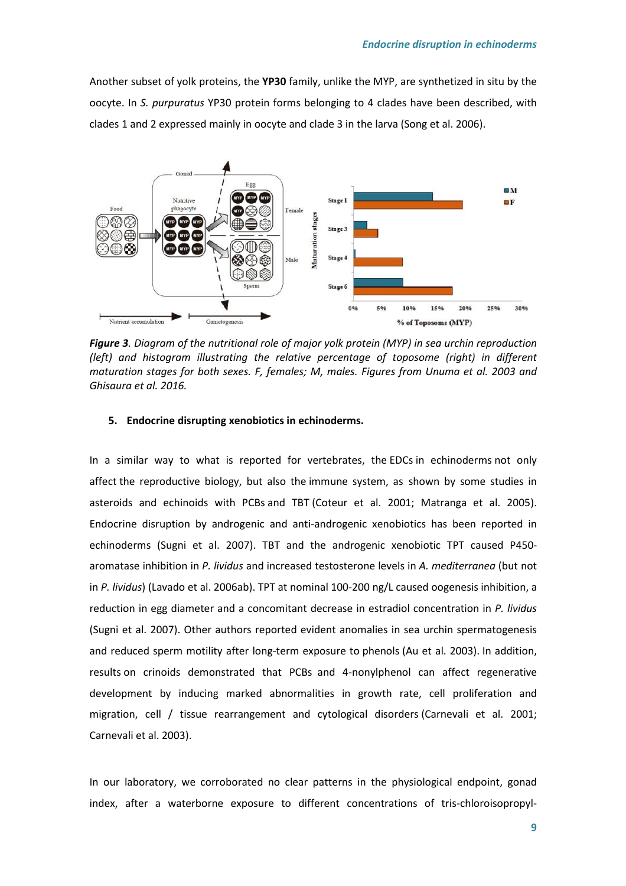Another subset of yolk proteins, the **YP30** family, unlike the MYP, are synthetized in situ by the oocyte. In *S. purpuratus* YP30 protein forms belonging to 4 clades have been described, with clades 1 and 2 expressed mainly in oocyte and clade 3 in the larva (Song et al. 2006).

***Figure 3****. Diagram of the nutritional role of major yolk protein (MYP) in sea urchin reproduction (left) and histogram illustrating the relative percentage of toposome (right) in different maturation stages for both sexes. F, females; M, males. Figures from Unuma et al. 2003 and Ghisaura et al. 2016.*

## 5. Endocrine disrupting xenobiotics in echinoderms.

In a similar way to what is reported for vertebrates, the EDCs in echinoderms not only affect the reproductive biology, but also the immune system, as shown by some studies in asteroids and echinoids with PCBs and TBT (Coteur et al. 2001; Matranga et al. 2005). Endocrine disruption by androgenic and anti-androgenic xenobiotics has been reported in echinoderms (Sugni et al. 2007). TBT and the androgenic xenobiotic TPT caused P450-aromatase inhibition in *P. lividus* and increased testosterone levels in *A. mediterranea* (but not in *P. lividus*) (Lavado et al. 2006ab). TPT at nominal 100-200 ng/L caused oogenesis inhibition, a reduction in egg diameter and a concomitant decrease in estradiol concentration in *P. lividus* (Sugni et al. 2007). Other authors reported evident anomalies in sea urchin spermatogenesis and reduced sperm motility after long-term exposure to phenols (Au et al. 2003). In addition, results on crinoids demonstrated that PCBs and 4-nonylphenol can affect regenerative development by inducing marked abnormalities in growth rate, cell proliferation and migration, cell / tissue rearrangement and cytological disorders (Carnevali et al. 2001; Carnevali et al. 2003).

In our laboratory, we corroborated no clear patterns in the physiological endpoint, gonad index, after a waterborne exposure to different concentrations of tris-chloroisopropyl-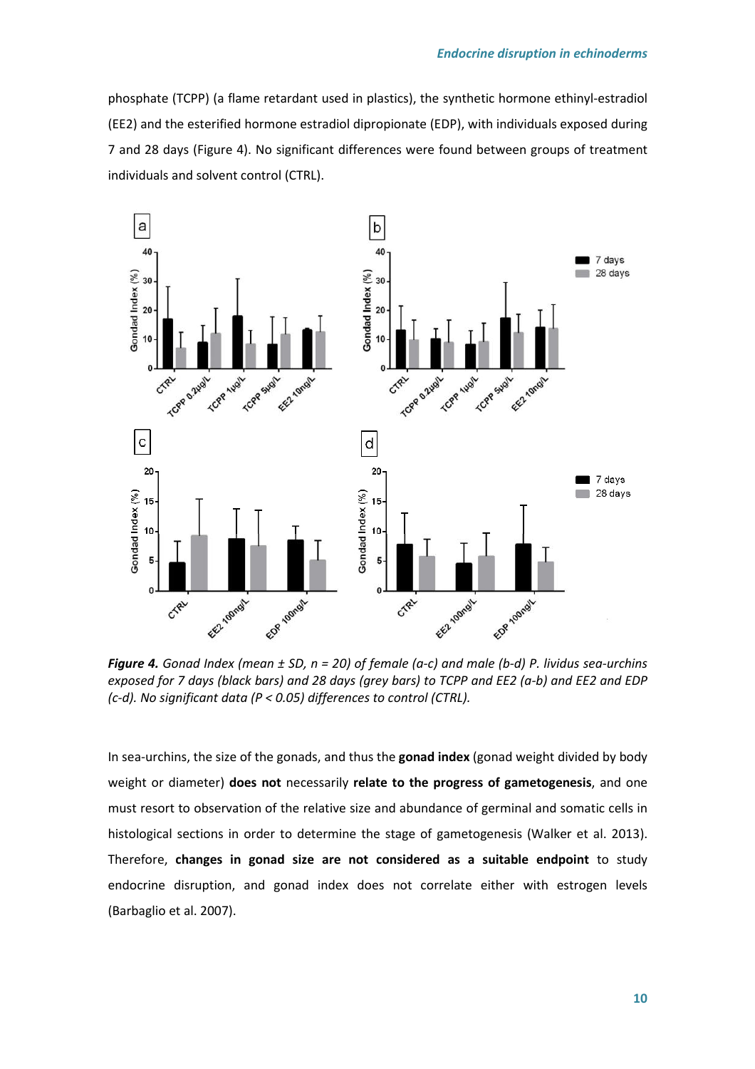phosphate (TCPP) (a flame retardant used in plastics), the synthetic hormone ethinyl-estradiol (EE2) and the esterified hormone estradiol dipropionate (EDP), with individuals exposed during 7 and 28 days (Figure 4). No significant differences were found between groups of treatment individuals and solvent control (CTRL).

***Figure 4.*** *Gonad Index (mean ± SD, n = 20) of female (a-c) and male (b-d) P. lividus sea-urchins exposed for 7 days (black bars) and 28 days (grey bars) to TCPP and EE2 (a-b) and EE2 and EDP (c-d). No significant data (P < 0.05) differences to control (CTRL).*

In sea-urchins, the size of the gonads, and thus the **gonad index** (gonad weight divided by body weight or diameter) **does not** necessarily **relate to the progress of gametogenesis**, and one must resort to observation of the relative size and abundance of germinal and somatic cells in histological sections in order to determine the stage of gametogenesis (Walker et al. 2013). Therefore, **changes in gonad size are not considered as a suitable endpoint** to study endocrine disruption, and gonad index does not correlate either with estrogen levels (Barbaglio et al. 2007).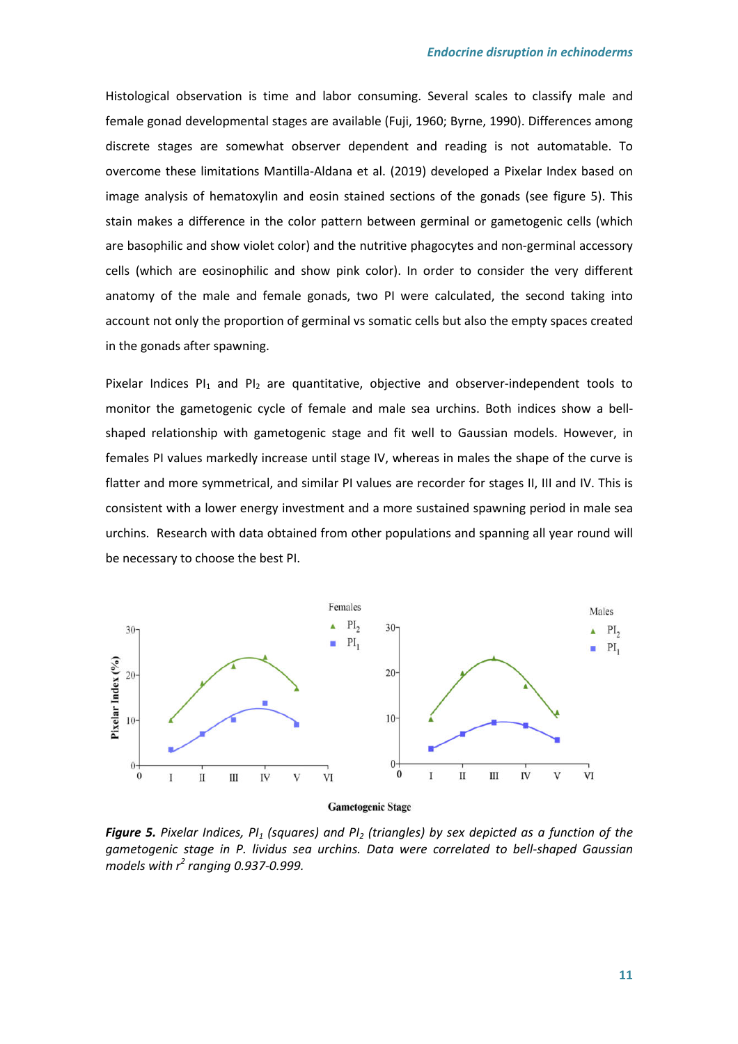Histological observation is time and labor consuming. Several scales to classify male and female gonad developmental stages are available (Fuji, 1960; Byrne, 1990). Differences among discrete stages are somewhat observer dependent and reading is not automatable. To overcome these limitations Mantilla-Aldana et al. (2019) developed a Pixelar Index based on image analysis of hematoxylin and eosin stained sections of the gonads (see figure 5). This stain makes a difference in the color pattern between germinal or gametogenic cells (which are basophilic and show violet color) and the nutritive phagocytes and non-germinal accessory cells (which are eosinophilic and show pink color). In order to consider the very different anatomy of the male and female gonads, two PI were calculated, the second taking into account not only the proportion of germinal vs somatic cells but also the empty spaces created in the gonads after spawning.

Pixelar Indices $PI_1$ and $PI_2$ are quantitative, objective and observer-independent tools to monitor the gametogenic cycle of female and male sea urchins. Both indices show a bell-shaped relationship with gametogenic stage and fit well to Gaussian models. However, in females PI values markedly increase until stage IV, whereas in males the shape of the curve is flatter and more symmetrical, and similar PI values are recorder for stages II, III and IV. This is consistent with a lower energy investment and a more sustained spawning period in male sea urchins. Research with data obtained from other populations and spanning all year round will be necessary to choose the best PI.

***Figure 5.*** *Pixelar Indices, $PI_1$ (squares) and $PI_2$ (triangles) by sex depicted as a function of the gametogenic stage in P. lividus sea urchins. Data were correlated to bell-shaped Gaussian models with $r^2$ ranging 0.937-0.999.*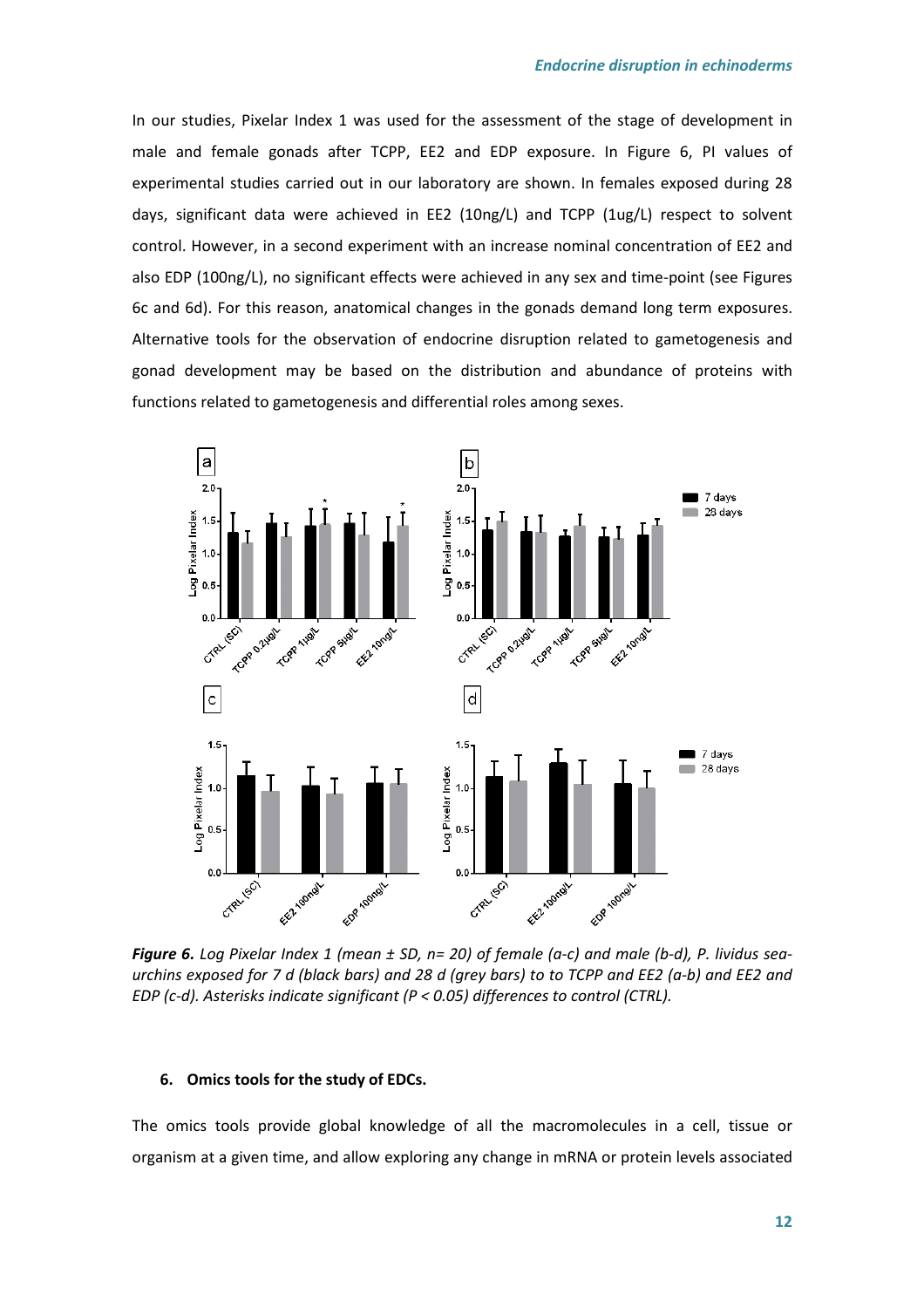In our studies, Pixelar Index 1 was used for the assessment of the stage of development in male and female gonads after TCPP, EE2 and EDP exposure. In Figure 6, PI values of experimental studies carried out in our laboratory are shown. In females exposed during 28 days, significant data were achieved in EE2 (10ng/L) and TCPP (1ug/L) respect to solvent control. However, in a second experiment with an increase nominal concentration of EE2 and also EDP (100ng/L), no significant effects were achieved in any sex and time-point (see Figures 6c and 6d). For this reason, anatomical changes in the gonads demand long term exposures. Alternative tools for the observation of endocrine disruption related to gametogenesis and gonad development may be based on the distribution and abundance of proteins with functions related to gametogenesis and differential roles among sexes.

***Figure 6.*** *Log Pixelar Index 1 (mean ± SD, n= 20) of female (a-c) and male (b-d), P. lividus sea-urchins exposed for 7 d (black bars) and 28 d (grey bars) to to TCPP and EE2 (a-b) and EE2 and EDP (c-d). Asterisks indicate significant (P < 0.05) differences to control (CTRL).*

## 6. Omics tools for the study of EDCs.

The omics tools provide global knowledge of all the macromolecules in a cell, tissue or organism at a given time, and allow exploring any change in mRNA or protein levels associated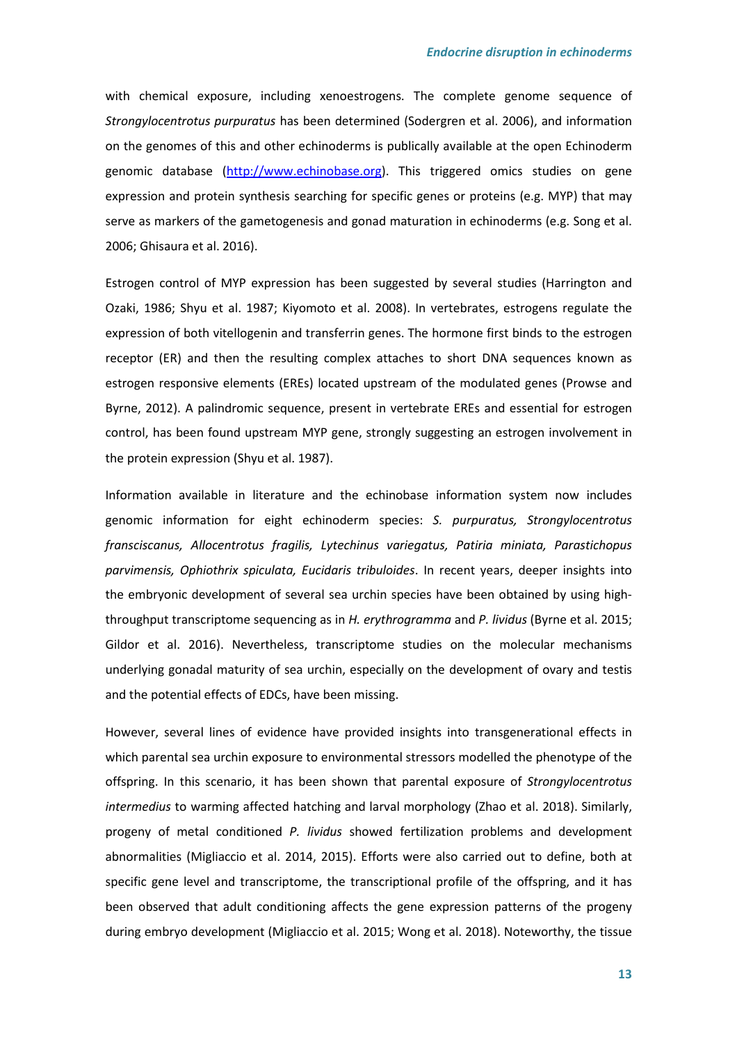with chemical exposure, including xenoestrogens. The complete genome sequence of *Strongylocentrotus purpuratus* has been determined (Sodergren et al. 2006), and information on the genomes of this and other echinoderms is publically available at the open Echinoderm genomic database (http://www.echinobase.org). This triggered omics studies on gene expression and protein synthesis searching for specific genes or proteins (e.g. MYP) that may serve as markers of the gametogenesis and gonad maturation in echinoderms (e.g. Song et al. 2006; Ghisaura et al. 2016).

Estrogen control of MYP expression has been suggested by several studies (Harrington and Ozaki, 1986; Shyu et al. 1987; Kiyomoto et al. 2008). In vertebrates, estrogens regulate the expression of both vitellogenin and transferrin genes. The hormone first binds to the estrogen receptor (ER) and then the resulting complex attaches to short DNA sequences known as estrogen responsive elements (EREs) located upstream of the modulated genes (Prowse and Byrne, 2012). A palindromic sequence, present in vertebrate EREs and essential for estrogen control, has been found upstream MYP gene, strongly suggesting an estrogen involvement in the protein expression (Shyu et al. 1987).

Information available in literature and the echinobase information system now includes genomic information for eight echinoderm species: *S. purpuratus, Strongylocentrotus fransciscanus, Allocentrotus fragilis, Lytechinus variegatus, Patiria miniata, Parastichopus parvimensis, Ophiothrix spiculata, Eucidaris tribuloides*. In recent years, deeper insights into the embryonic development of several sea urchin species have been obtained by using high-throughput transcriptome sequencing as in *H. erythrogramma* and *P. lividus* (Byrne et al. 2015; Gildor et al. 2016). Nevertheless, transcriptome studies on the molecular mechanisms underlying gonadal maturity of sea urchin, especially on the development of ovary and testis and the potential effects of EDCs, have been missing.

However, several lines of evidence have provided insights into transgenerational effects in which parental sea urchin exposure to environmental stressors modelled the phenotype of the offspring. In this scenario, it has been shown that parental exposure of *Strongylocentrotus intermedius* to warming affected hatching and larval morphology (Zhao et al. 2018). Similarly, progeny of metal conditioned *P. lividus* showed fertilization problems and development abnormalities (Migliaccio et al. 2014, 2015). Efforts were also carried out to define, both at specific gene level and transcriptome, the transcriptional profile of the offspring, and it has been observed that adult conditioning affects the gene expression patterns of the progeny during embryo development (Migliaccio et al. 2015; Wong et al. 2018). Noteworthy, the tissue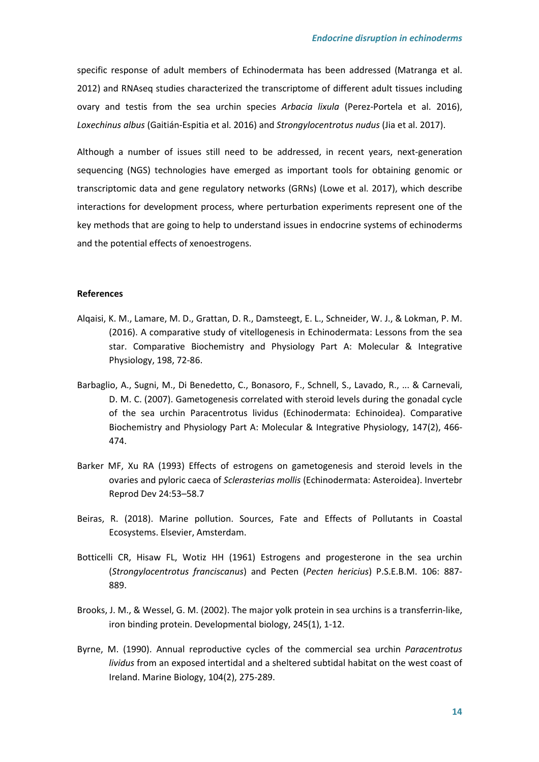specific response of adult members of Echinodermata has been addressed (Matranga et al. 2012) and RNAseq studies characterized the transcriptome of different adult tissues including ovary and testis from the sea urchin species *Arbacia lixula* (Perez-Portela et al. 2016), *Loxechinus albus* (Gaitián-Espitia et al. 2016) and *Strongylocentrotus nudus* (Jia et al. 2017).

Although a number of issues still need to be addressed, in recent years, next-generation sequencing (NGS) technologies have emerged as important tools for obtaining genomic or transcriptomic data and gene regulatory networks (GRNs) (Lowe et al. 2017), which describe interactions for development process, where perturbation experiments represent one of the key methods that are going to help to understand issues in endocrine systems of echinoderms and the potential effects of xenoestrogens.

**References**

Alqaisi, K. M., Lamare, M. D., Grattan, D. R., Damsteegt, E. L., Schneider, W. J., & Lokman, P. M. (2016). A comparative study of vitellogenesis in Echinodermata: Lessons from the sea star. Comparative Biochemistry and Physiology Part A: Molecular & Integrative Physiology, 198, 72-86.

Barbaglio, A., Sugni, M., Di Benedetto, C., Bonasoro, F., Schnell, S., Lavado, R., ... & Carnevali, D. M. C. (2007). Gametogenesis correlated with steroid levels during the gonadal cycle of the sea urchin Paracentrotus lividus (Echinodermata: Echinoidea). Comparative Biochemistry and Physiology Part A: Molecular & Integrative Physiology, 147(2), 466-474.

Barker MF, Xu RA (1993) Effects of estrogens on gametogenesis and steroid levels in the ovaries and pyloric caeca of *Sclerasterias mollis* (Echinodermata: Asteroidea). Invertebr Reprod Dev 24:53–58.7

Beiras, R. (2018). Marine pollution. Sources, Fate and Effects of Pollutants in Coastal Ecosystems. Elsevier, Amsterdam.

Botticelli CR, Hisaw FL, Wotiz HH (1961) Estrogens and progesterone in the sea urchin (*Strongylocentrotus franciscanus*) and Pecten (*Pecten hericius*) P.S.E.B.M. 106: 887-889.

Brooks, J. M., & Wessel, G. M. (2002). The major yolk protein in sea urchins is a transferrin-like, iron binding protein. Developmental biology, 245(1), 1-12.

Byrne, M. (1990). Annual reproductive cycles of the commercial sea urchin *Paracentrotus lividus* from an exposed intertidal and a sheltered subtidal habitat on the west coast of Ireland. Marine Biology, 104(2), 275-289.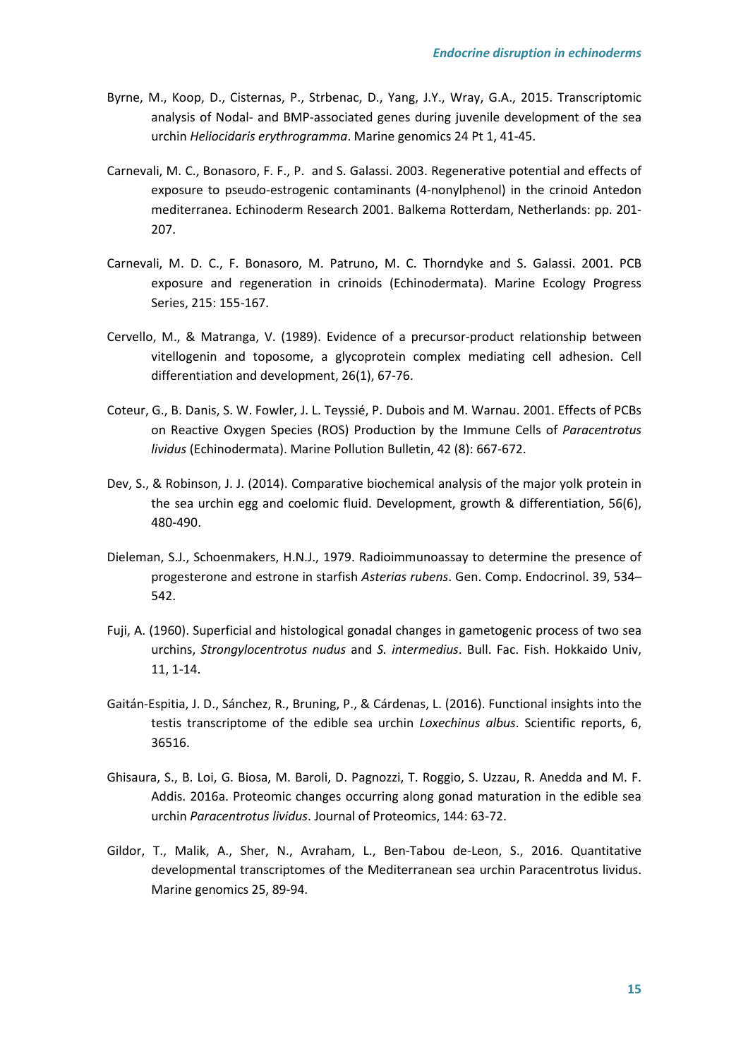Byrne, M., Koop, D., Cisternas, P., Strbenac, D., Yang, J.Y., Wray, G.A., 2015. Transcriptomic analysis of Nodal- and BMP-associated genes during juvenile development of the sea urchin *Heliocidaris erythrogramma*. Marine genomics 24 Pt 1, 41-45.

Carnevali, M. C., Bonasoro, F. F., P. and S. Galassi. 2003. Regenerative potential and effects of exposure to pseudo-estrogenic contaminants (4-nonylphenol) in the crinoid Antedon mediterranea. Echinoderm Research 2001. Balkema Rotterdam, Netherlands: pp. 201-207.

Carnevali, M. D. C., F. Bonasoro, M. Patruno, M. C. Thorndyke and S. Galassi. 2001. PCB exposure and regeneration in crinoids (Echinodermata). Marine Ecology Progress Series, 215: 155-167.

Cervello, M., & Matranga, V. (1989). Evidence of a precursor-product relationship between vitellogenin and toposome, a glycoprotein complex mediating cell adhesion. Cell differentiation and development, 26(1), 67-76.

Coteur, G., B. Danis, S. W. Fowler, J. L. Teyssié, P. Dubois and M. Warnau. 2001. Effects of PCBs on Reactive Oxygen Species (ROS) Production by the Immune Cells of *Paracentrotus lividus* (Echinodermata). Marine Pollution Bulletin, 42 (8): 667-672.

Dev, S., & Robinson, J. J. (2014). Comparative biochemical analysis of the major yolk protein in the sea urchin egg and coelomic fluid. Development, growth & differentiation, 56(6), 480-490.

Dieleman, S.J., Schoenmakers, H.N.J., 1979. Radioimmunoassay to determine the presence of progesterone and estrone in starfish *Asterias rubens*. Gen. Comp. Endocrinol. 39, 534–542.

Fuji, A. (1960). Superficial and histological gonadal changes in gametogenic process of two sea urchins, *Strongylocentrotus nudus* and *S. intermedius*. Bull. Fac. Fish. Hokkaido Univ, 11, 1-14.

Gaitán-Espitia, J. D., Sánchez, R., Bruning, P., & Cárdenas, L. (2016). Functional insights into the testis transcriptome of the edible sea urchin *Loxechinus albus*. Scientific reports, 6, 36516.

Ghisaura, S., B. Loi, G. Biosa, M. Baroli, D. Pagnozzi, T. Roggio, S. Uzzau, R. Anedda and M. F. Addis. 2016a. Proteomic changes occurring along gonad maturation in the edible sea urchin *Paracentrotus lividus*. Journal of Proteomics, 144: 63-72.

Gildor, T., Malik, A., Sher, N., Avraham, L., Ben-Tabou de-Leon, S., 2016. Quantitative developmental transcriptomes of the Mediterranean sea urchin Paracentrotus lividus. Marine genomics 25, 89-94.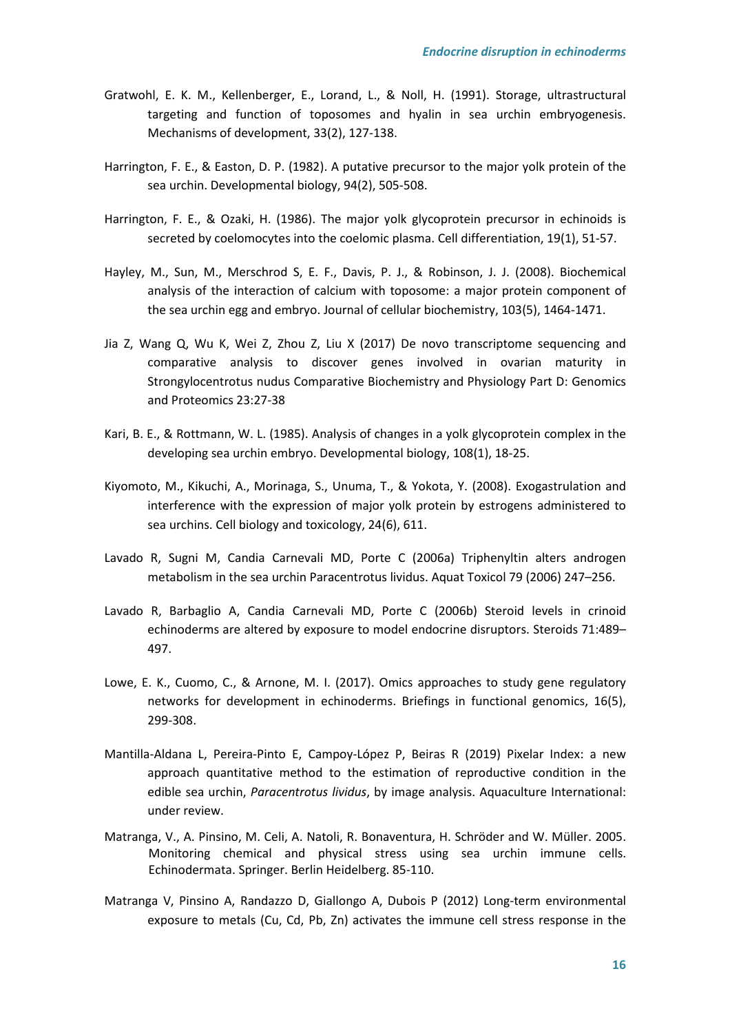Gratwohl, E. K. M., Kellenberger, E., Lorand, L., & Noll, H. (1991). Storage, ultrastructural targeting and function of toposomes and hyalin in sea urchin embryogenesis. Mechanisms of development, 33(2), 127-138.

Harrington, F. E., & Easton, D. P. (1982). A putative precursor to the major yolk protein of the sea urchin. Developmental biology, 94(2), 505-508.

Harrington, F. E., & Ozaki, H. (1986). The major yolk glycoprotein precursor in echinoids is secreted by coelomocytes into the coelomic plasma. Cell differentiation, 19(1), 51-57.

Hayley, M., Sun, M., Merschrod S, E. F., Davis, P. J., & Robinson, J. J. (2008). Biochemical analysis of the interaction of calcium with toposome: a major protein component of the sea urchin egg and embryo. Journal of cellular biochemistry, 103(5), 1464-1471.

Jia Z, Wang Q, Wu K, Wei Z, Zhou Z, Liu X (2017) De novo transcriptome sequencing and comparative analysis to discover genes involved in ovarian maturity in Strongylocentrotus nudus Comparative Biochemistry and Physiology Part D: Genomics and Proteomics 23:27-38

Kari, B. E., & Rottmann, W. L. (1985). Analysis of changes in a yolk glycoprotein complex in the developing sea urchin embryo. Developmental biology, 108(1), 18-25.

Kiyomoto, M., Kikuchi, A., Morinaga, S., Unuma, T., & Yokota, Y. (2008). Exogastrulation and interference with the expression of major yolk protein by estrogens administered to sea urchins. Cell biology and toxicology, 24(6), 611.

Lavado R, Sugni M, Candia Carnevali MD, Porte C (2006a) Triphenyltin alters androgen metabolism in the sea urchin Paracentrotus lividus. Aquat Toxicol 79 (2006) 247–256.

Lavado R, Barbaglio A, Candia Carnevali MD, Porte C (2006b) Steroid levels in crinoid echinoderms are altered by exposure to model endocrine disruptors. Steroids 71:489–497.

Lowe, E. K., Cuomo, C., & Arnone, M. I. (2017). Omics approaches to study gene regulatory networks for development in echinoderms. Briefings in functional genomics, 16(5), 299-308.

Mantilla-Aldana L, Pereira-Pinto E, Campoy-López P, Beiras R (2019) Pixelar Index: a new approach quantitative method to the estimation of reproductive condition in the edible sea urchin, *Paracentrotus lividus*, by image analysis. Aquaculture International: under review.

Matranga, V., A. Pinsino, M. Celi, A. Natoli, R. Bonaventura, H. Schröder and W. Müller. 2005. Monitoring chemical and physical stress using sea urchin immune cells. Echinodermata. Springer. Berlin Heidelberg. 85-110.

Matranga V, Pinsino A, Randazzo D, Giallongo A, Dubois P (2012) Long-term environmental exposure to metals (Cu, Cd, Pb, Zn) activates the immune cell stress response in the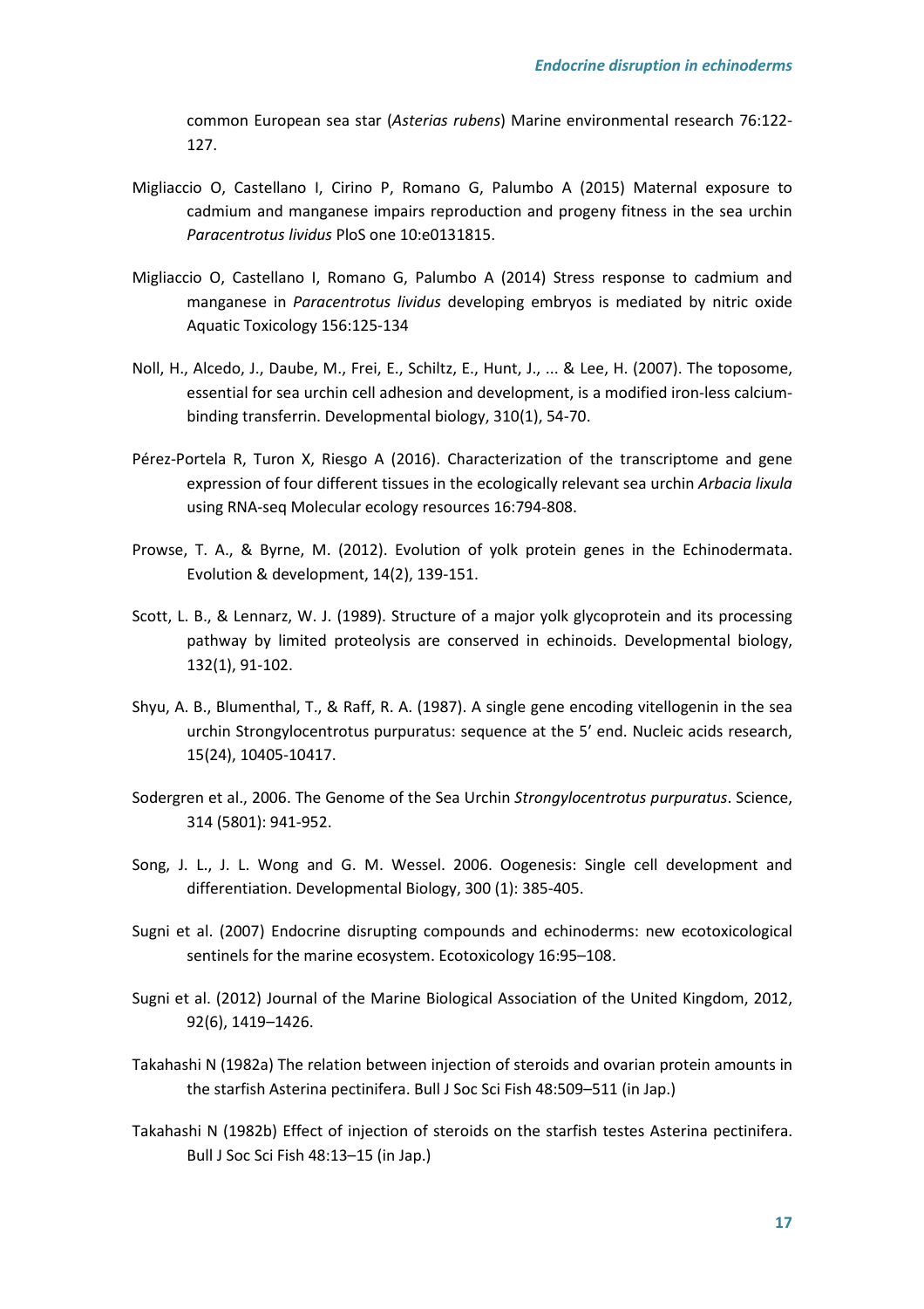common European sea star (*Asterias rubens*) Marine environmental research 76:122-127.

Migliaccio O, Castellano I, Cirino P, Romano G, Palumbo A (2015) Maternal exposure to cadmium and manganese impairs reproduction and progeny fitness in the sea urchin *Paracentrotus lividus* PloS one 10:e0131815.

Migliaccio O, Castellano I, Romano G, Palumbo A (2014) Stress response to cadmium and manganese in *Paracentrotus lividus* developing embryos is mediated by nitric oxide Aquatic Toxicology 156:125-134

Noll, H., Alcedo, J., Daube, M., Frei, E., Schiltz, E., Hunt, J., ... & Lee, H. (2007). The toposome, essential for sea urchin cell adhesion and development, is a modified iron-less calcium-binding transferrin. Developmental biology, 310(1), 54-70.

Pérez-Portela R, Turon X, Riesgo A (2016). Characterization of the transcriptome and gene expression of four different tissues in the ecologically relevant sea urchin *Arbacia lixula* using RNA-seq Molecular ecology resources 16:794-808.

Prowse, T. A., & Byrne, M. (2012). Evolution of yolk protein genes in the Echinodermata. Evolution & development, 14(2), 139-151.

Scott, L. B., & Lennarz, W. J. (1989). Structure of a major yolk glycoprotein and its processing pathway by limited proteolysis are conserved in echinoids. Developmental biology, 132(1), 91-102.

Shyu, A. B., Blumenthal, T., & Raff, R. A. (1987). A single gene encoding vitellogenin in the sea urchin Strongylocentrotus purpuratus: sequence at the 5' end. Nucleic acids research, 15(24), 10405-10417.

Sodergren et al., 2006. The Genome of the Sea Urchin *Strongylocentrotus purpuratus*. Science, 314 (5801): 941-952.

Song, J. L., J. L. Wong and G. M. Wessel. 2006. Oogenesis: Single cell development and differentiation. Developmental Biology, 300 (1): 385-405.

Sugni et al. (2007) Endocrine disrupting compounds and echinoderms: new ecotoxicological sentinels for the marine ecosystem. Ecotoxicology 16:95–108.

Sugni et al. (2012) Journal of the Marine Biological Association of the United Kingdom, 2012, 92(6), 1419–1426.

Takahashi N (1982a) The relation between injection of steroids and ovarian protein amounts in the starfish Asterina pectinifera. Bull J Soc Sci Fish 48:509–511 (in Jap.)

Takahashi N (1982b) Effect of injection of steroids on the starfish testes Asterina pectinifera. Bull J Soc Sci Fish 48:13–15 (in Jap.)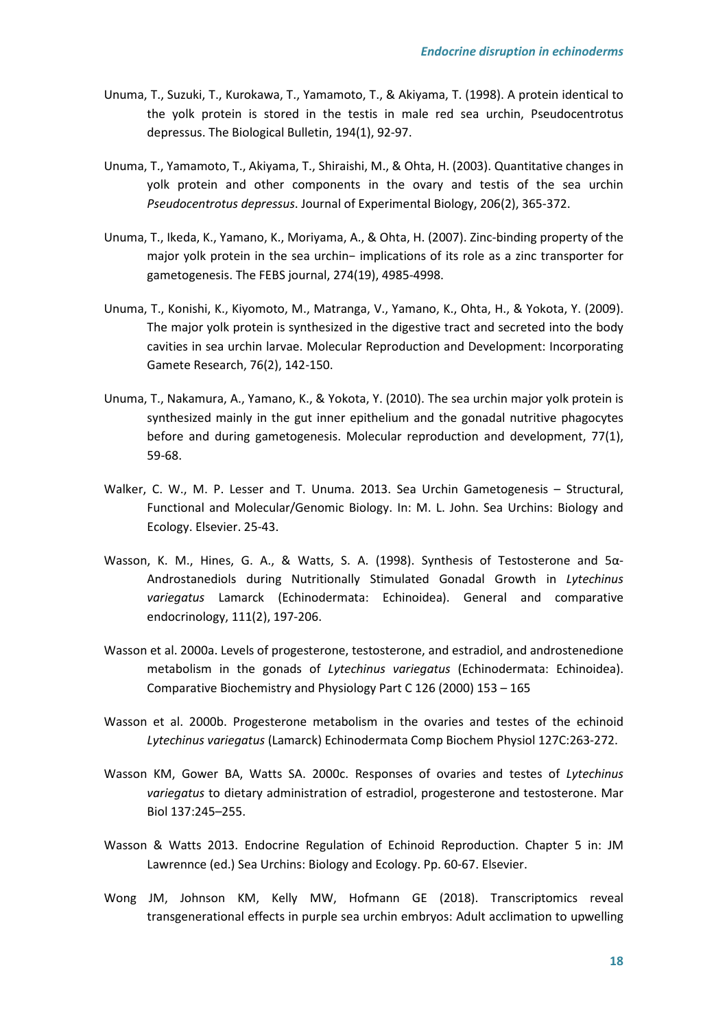Unuma, T., Suzuki, T., Kurokawa, T., Yamamoto, T., & Akiyama, T. (1998). A protein identical to the yolk protein is stored in the testis in male red sea urchin, Pseudocentrotus depressus. The Biological Bulletin, 194(1), 92-97.

Unuma, T., Yamamoto, T., Akiyama, T., Shiraishi, M., & Ohta, H. (2003). Quantitative changes in yolk protein and other components in the ovary and testis of the sea urchin *Pseudocentrotus depressus*. Journal of Experimental Biology, 206(2), 365-372.

Unuma, T., Ikeda, K., Yamano, K., Moriyama, A., & Ohta, H. (2007). Zinc-binding property of the major yolk protein in the sea urchin− implications of its role as a zinc transporter for gametogenesis. The FEBS journal, 274(19), 4985-4998.

Unuma, T., Konishi, K., Kiyomoto, M., Matranga, V., Yamano, K., Ohta, H., & Yokota, Y. (2009). The major yolk protein is synthesized in the digestive tract and secreted into the body cavities in sea urchin larvae. Molecular Reproduction and Development: Incorporating Gamete Research, 76(2), 142-150.

Unuma, T., Nakamura, A., Yamano, K., & Yokota, Y. (2010). The sea urchin major yolk protein is synthesized mainly in the gut inner epithelium and the gonadal nutritive phagocytes before and during gametogenesis. Molecular reproduction and development, 77(1), 59-68.

Walker, C. W., M. P. Lesser and T. Unuma. 2013. Sea Urchin Gametogenesis – Structural, Functional and Molecular/Genomic Biology. In: M. L. John. Sea Urchins: Biology and Ecology. Elsevier. 25-43.

Wasson, K. M., Hines, G. A., & Watts, S. A. (1998). Synthesis of Testosterone and 5α-Androstanediols during Nutritionally Stimulated Gonadal Growth in *Lytechinus variegatus* Lamarck (Echinodermata: Echinoidea). General and comparative endocrinology, 111(2), 197-206.

Wasson et al. 2000a. Levels of progesterone, testosterone, and estradiol, and androstenedione metabolism in the gonads of *Lytechinus variegatus* (Echinodermata: Echinoidea). Comparative Biochemistry and Physiology Part C 126 (2000) 153 – 165

Wasson et al. 2000b. Progesterone metabolism in the ovaries and testes of the echinoid *Lytechinus variegatus* (Lamarck) Echinodermata Comp Biochem Physiol 127C:263-272.

Wasson KM, Gower BA, Watts SA. 2000c. Responses of ovaries and testes of *Lytechinus variegatus* to dietary administration of estradiol, progesterone and testosterone. Mar Biol 137:245–255.

Wasson & Watts 2013. Endocrine Regulation of Echinoid Reproduction. Chapter 5 in: JM Lawrennce (ed.) Sea Urchins: Biology and Ecology. Pp. 60-67. Elsevier.

Wong JM, Johnson KM, Kelly MW, Hofmann GE (2018). Transcriptomics reveal transgenerational effects in purple sea urchin embryos: Adult acclimation to upwelling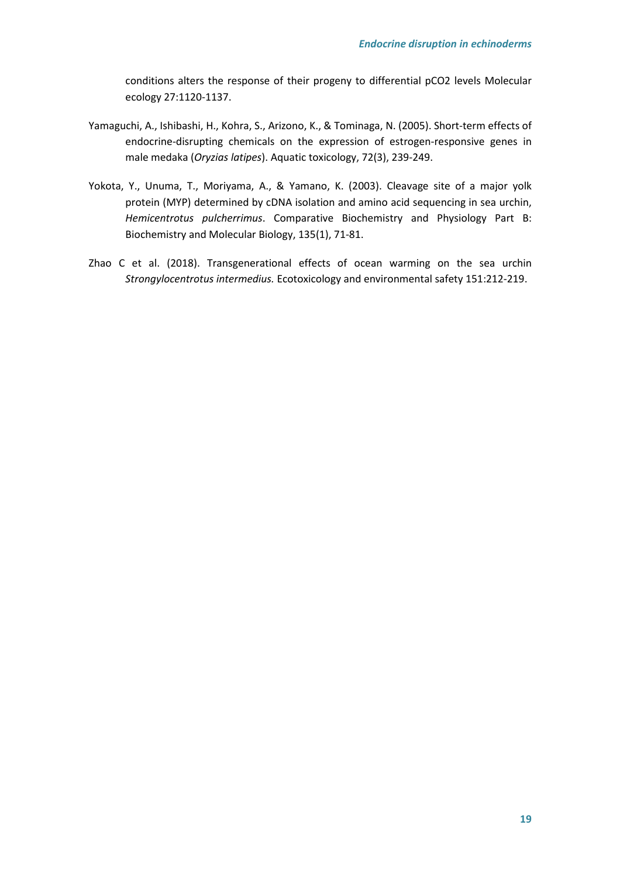conditions alters the response of their progeny to differential pCO2 levels Molecular ecology 27:1120-1137.

Yamaguchi, A., Ishibashi, H., Kohra, S., Arizono, K., & Tominaga, N. (2005). Short-term effects of endocrine-disrupting chemicals on the expression of estrogen-responsive genes in male medaka (*Oryzias latipes*). Aquatic toxicology, 72(3), 239-249.

Yokota, Y., Unuma, T., Moriyama, A., & Yamano, K. (2003). Cleavage site of a major yolk protein (MYP) determined by cDNA isolation and amino acid sequencing in sea urchin, *Hemicentrotus pulcherrimus*. Comparative Biochemistry and Physiology Part B: Biochemistry and Molecular Biology, 135(1), 71-81.

Zhao C et al. (2018). Transgenerational effects of ocean warming on the sea urchin *Strongylocentrotus intermedius.* Ecotoxicology and environmental safety 151:212-219.